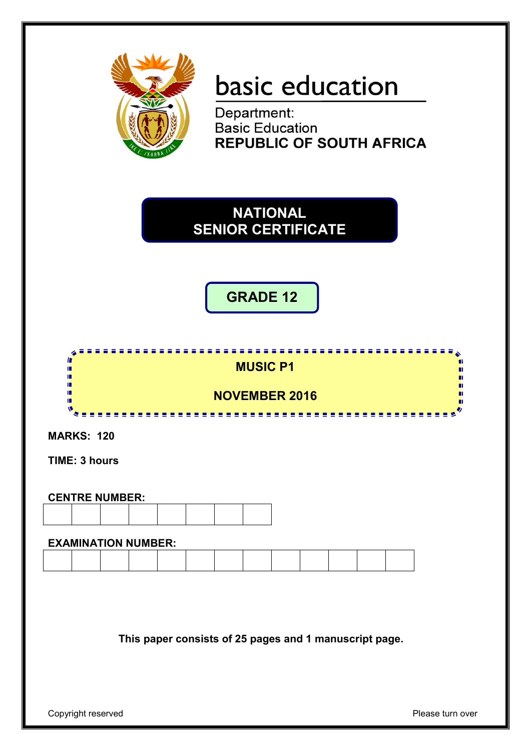basic education

Department:
Basic Education
**REPUBLIC OF SOUTH AFRICA**

# NATIONAL SENIOR CERTIFICATE

## GRADE 12

## MUSIC P1

## NOVEMBER 2016

**MARKS: 120**

**TIME: 3 hours**

**CENTRE NUMBER:**

| | | | | | | | |
|---|---|---|---|---|---|---|---|
| | | | | | | | |

**EXAMINATION NUMBER:**

| | | | | | | | | | | | | |
|---|---|---|---|---|---|---|---|---|---|---|---|---|
| | | | | | | | | | | | | |

**This paper consists of 25 pages and 1 manuscript page.**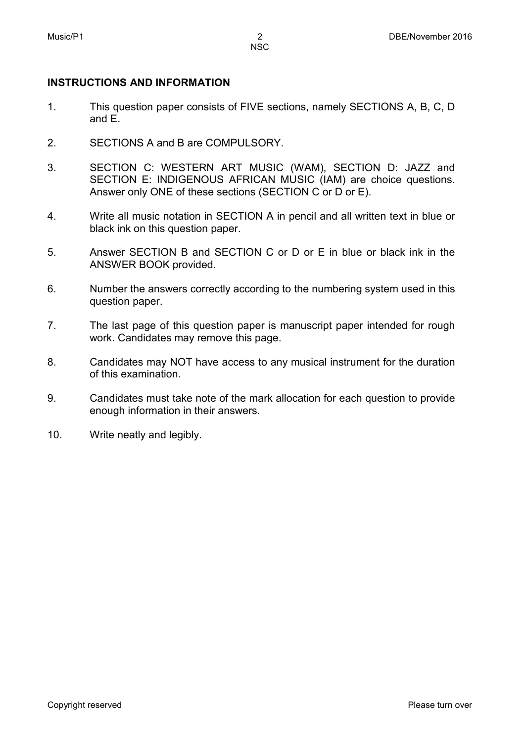## INSTRUCTIONS AND INFORMATION

1. This question paper consists of FIVE sections, namely SECTIONS A, B, C, D and E.

2. SECTIONS A and B are COMPULSORY.

3. SECTION C: WESTERN ART MUSIC (WAM), SECTION D: JAZZ and SECTION E: INDIGENOUS AFRICAN MUSIC (IAM) are choice questions. Answer only ONE of these sections (SECTION C or D or E).

4. Write all music notation in SECTION A in pencil and all written text in blue or black ink on this question paper.

5. Answer SECTION B and SECTION C or D or E in blue or black ink in the ANSWER BOOK provided.

6. Number the answers correctly according to the numbering system used in this question paper.

7. The last page of this question paper is manuscript paper intended for rough work. Candidates may remove this page.

8. Candidates may NOT have access to any musical instrument for the duration of this examination.

9. Candidates must take note of the mark allocation for each question to provide enough information in their answers.

10. Write neatly and legibly.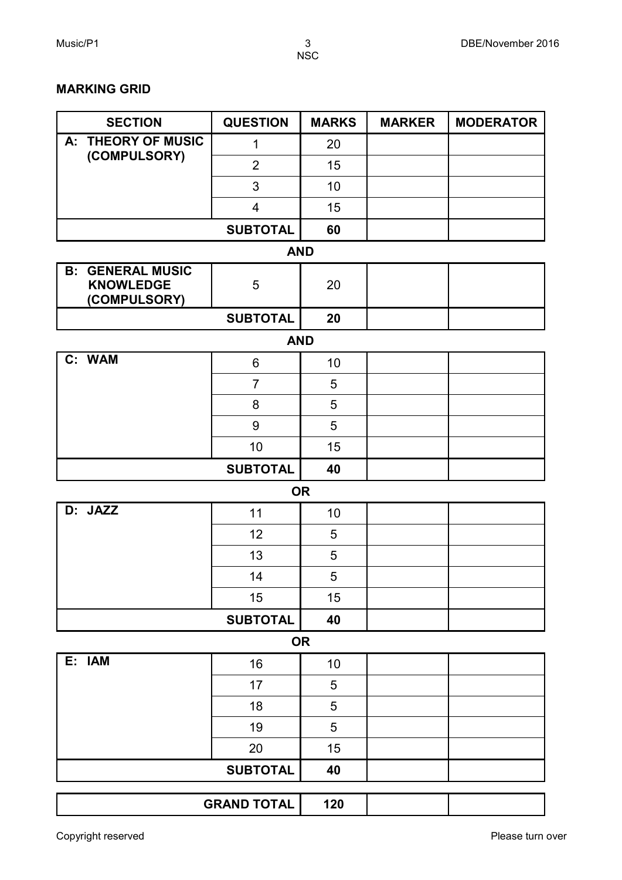**MARKING GRID**

| SECTION | QUESTION | MARKS | MARKER | MODERATOR |
|---|---|---|---|---|
| A: THEORY OF MUSIC (COMPULSORY) | 1 | 20 | | |
| | 2 | 15 | | |
| | 3 | 10 | | |
| | 4 | 15 | | |
| | SUBTOTAL | 60 | | |

**AND**

| SECTION | QUESTION | MARKS | MARKER | MODERATOR |
|---|---|---|---|---|
| B: GENERAL MUSIC KNOWLEDGE (COMPULSORY) | 5 | 20 | | |
| | SUBTOTAL | 20 | | |

**AND**

| SECTION | QUESTION | MARKS | MARKER | MODERATOR |
|---|---|---|---|---|
| C: WAM | 6 | 10 | | |
| | 7 | 5 | | |
| | 8 | 5 | | |
| | 9 | 5 | | |
| | 10 | 15 | | |
| | SUBTOTAL | 40 | | |

**OR**

| SECTION | QUESTION | MARKS | MARKER | MODERATOR |
|---|---|---|---|---|
| D: JAZZ | 11 | 10 | | |
| | 12 | 5 | | |
| | 13 | 5 | | |
| | 14 | 5 | | |
| | 15 | 15 | | |
| | SUBTOTAL | 40 | | |

**OR**

| SECTION | QUESTION | MARKS | MARKER | MODERATOR |
|---|---|---|---|---|
| E: IAM | 16 | 10 | | |
| | 17 | 5 | | |
| | 18 | 5 | | |
| | 19 | 5 | | |
| | 20 | 15 | | |
| | SUBTOTAL | 40 | | |

| | GRAND TOTAL | MARKS | MARKER | MODERATOR |
|---|---|---|---|---|
| | GRAND TOTAL | 120 | | |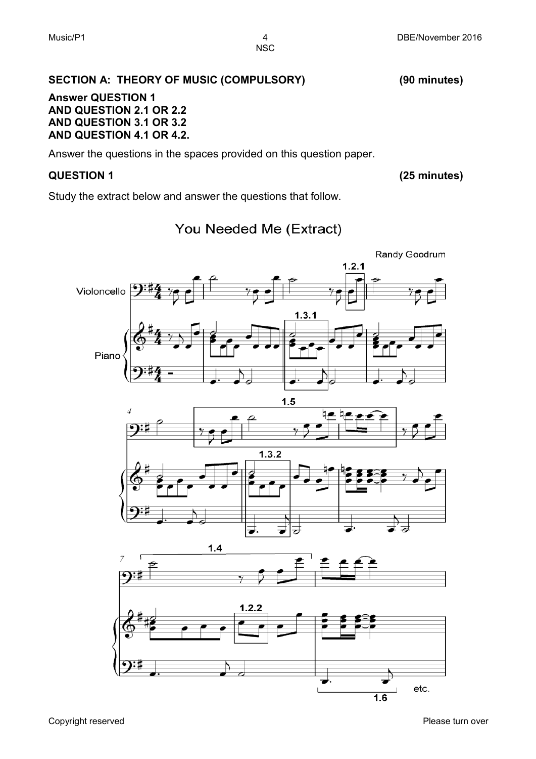## SECTION A: THEORY OF MUSIC (COMPULSORY) (90 minutes)

**Answer QUESTION 1**
**AND QUESTION 2.1 OR 2.2**
**AND QUESTION 3.1 OR 3.2**
**AND QUESTION 4.1 OR 4.2.**

Answer the questions in the spaces provided on this question paper.

### QUESTION 1 (25 minutes)

Study the extract below and answer the questions that follow.

You Needed Me (Extract)

Randy Goodrum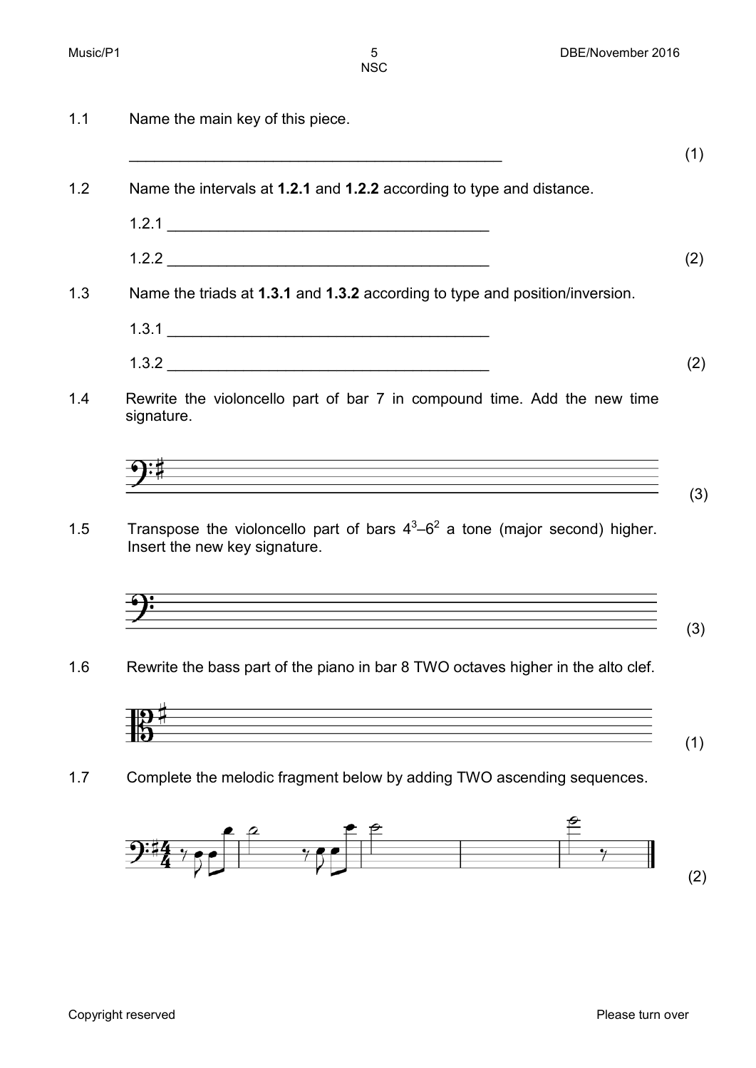1.1 Name the main key of this piece.

_____________________________________________ (1)

1.2 Name the intervals at **1.2.1** and **1.2.2** according to type and distance.

1.2.1 ______________________________________

1.2.2 ______________________________________ (2)

1.3 Name the triads at **1.3.1** and **1.3.2** according to type and position/inversion.

1.3.1 ______________________________________

1.3.2 ______________________________________ (2)

1.4 Rewrite the violoncello part of bar 7 in compound time. Add the new time signature.

(3)

1.5 Transpose the violoncello part of bars $4^3$–$6^2$ a tone (major second) higher. Insert the new key signature.

(3)

1.6 Rewrite the bass part of the piano in bar 8 TWO octaves higher in the alto clef.

(1)

1.7 Complete the melodic fragment below by adding TWO ascending sequences.

(2)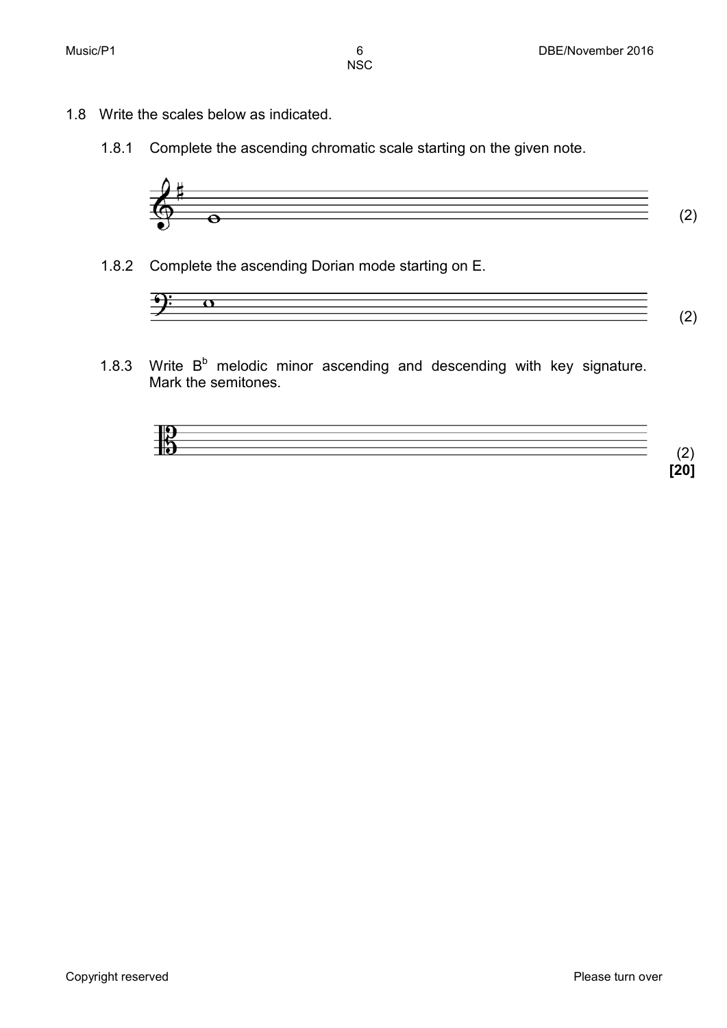1.8 Write the scales below as indicated.

1.8.1 Complete the ascending chromatic scale starting on the given note. (2)

1.8.2 Complete the ascending Dorian mode starting on E. (2)

1.8.3 Write B$^{b}$ melodic minor ascending and descending with key signature. Mark the semitones. (2)

**[20]**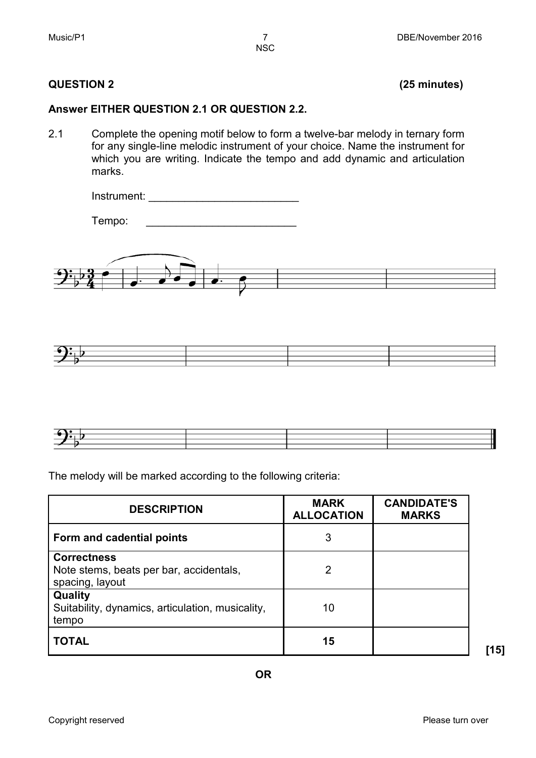**QUESTION 2** **(25 minutes)**

**Answer EITHER QUESTION 2.1 OR QUESTION 2.2.**

2.1 Complete the opening motif below to form a twelve-bar melody in ternary form for any single-line melodic instrument of your choice. Name the instrument for which you are writing. Indicate the tempo and add dynamic and articulation marks.

Instrument: \_\_\_\_\_\_\_\_\_\_\_\_\_\_\_\_\_\_\_\_\_\_\_\_\_

Tempo: \_\_\_\_\_\_\_\_\_\_\_\_\_\_\_\_\_\_\_\_\_\_\_\_\_

The melody will be marked according to the following criteria:

| DESCRIPTION | MARK ALLOCATION | CANDIDATE'S MARKS |
|---|---|---|
| **Form and cadential points** | 3 | |
| **Correctness** Note stems, beats per bar, accidentals, spacing, layout | 2 | |
| **Quality** Suitability, dynamics, articulation, musicality, tempo | 10 | |
| **TOTAL** | **15** | |

**[15]**

**OR**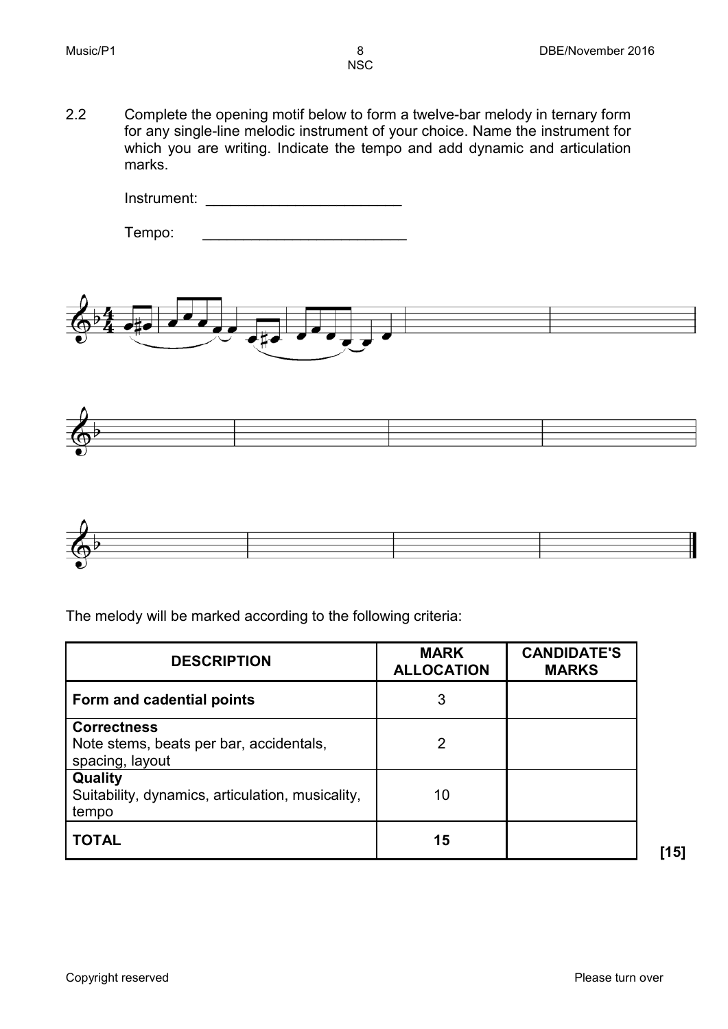2.2 Complete the opening motif below to form a twelve-bar melody in ternary form for any single-line melodic instrument of your choice. Name the instrument for which you are writing. Indicate the tempo and add dynamic and articulation marks.

Instrument: ________________________

Tempo: _________________________

The melody will be marked according to the following criteria:

| DESCRIPTION | MARK ALLOCATION | CANDIDATE'S MARKS |
|---|---|---|
| **Form and cadential points** | 3 | |
| **Correctness** Note stems, beats per bar, accidentals, spacing, layout | 2 | |
| **Quality** Suitability, dynamics, articulation, musicality, tempo | 10 | |
| **TOTAL** | **15** | |

**[15]**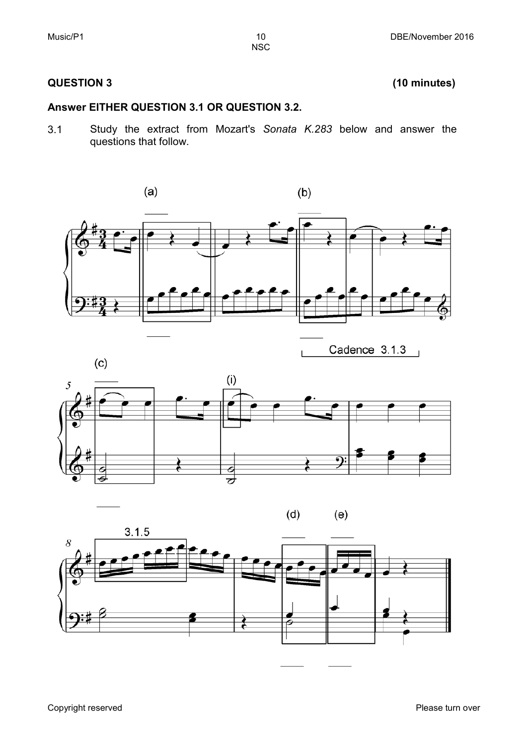## QUESTION 3 **(10 minutes)**

**Answer EITHER QUESTION 3.1 OR QUESTION 3.2.**

3.1 Study the extract from Mozart's *Sonata K.283* below and answer the questions that follow.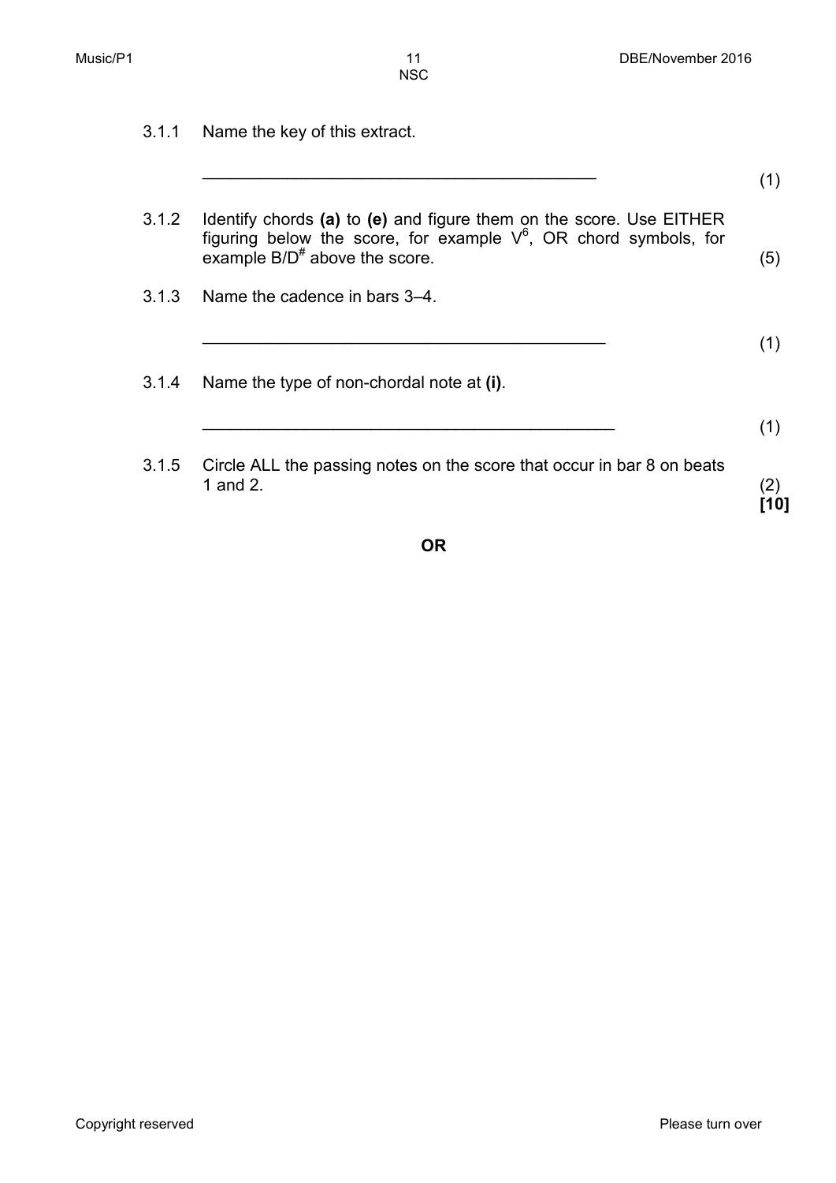3.1.1 Name the key of this extract.

\_\_\_\_\_\_\_\_\_\_\_\_\_\_\_\_\_\_\_\_\_\_\_\_\_\_\_\_\_\_\_\_\_\_\_\_\_\_\_\_\_\_ (1)

3.1.2 Identify chords **(a)** to **(e)** and figure them on the score. Use EITHER figuring below the score, for example $V^6$, OR chord symbols, for example $B/D^\#$ above the score. (5)

3.1.3 Name the cadence in bars 3–4.

\_\_\_\_\_\_\_\_\_\_\_\_\_\_\_\_\_\_\_\_\_\_\_\_\_\_\_\_\_\_\_\_\_\_\_\_\_\_\_\_\_\_ (1)

3.1.4 Name the type of non-chordal note at **(i)**.

\_\_\_\_\_\_\_\_\_\_\_\_\_\_\_\_\_\_\_\_\_\_\_\_\_\_\_\_\_\_\_\_\_\_\_\_\_\_\_\_\_\_ (1)

3.1.5 Circle ALL the passing notes on the score that occur in bar 8 on beats 1 and 2. (2)

**[10]**

**OR**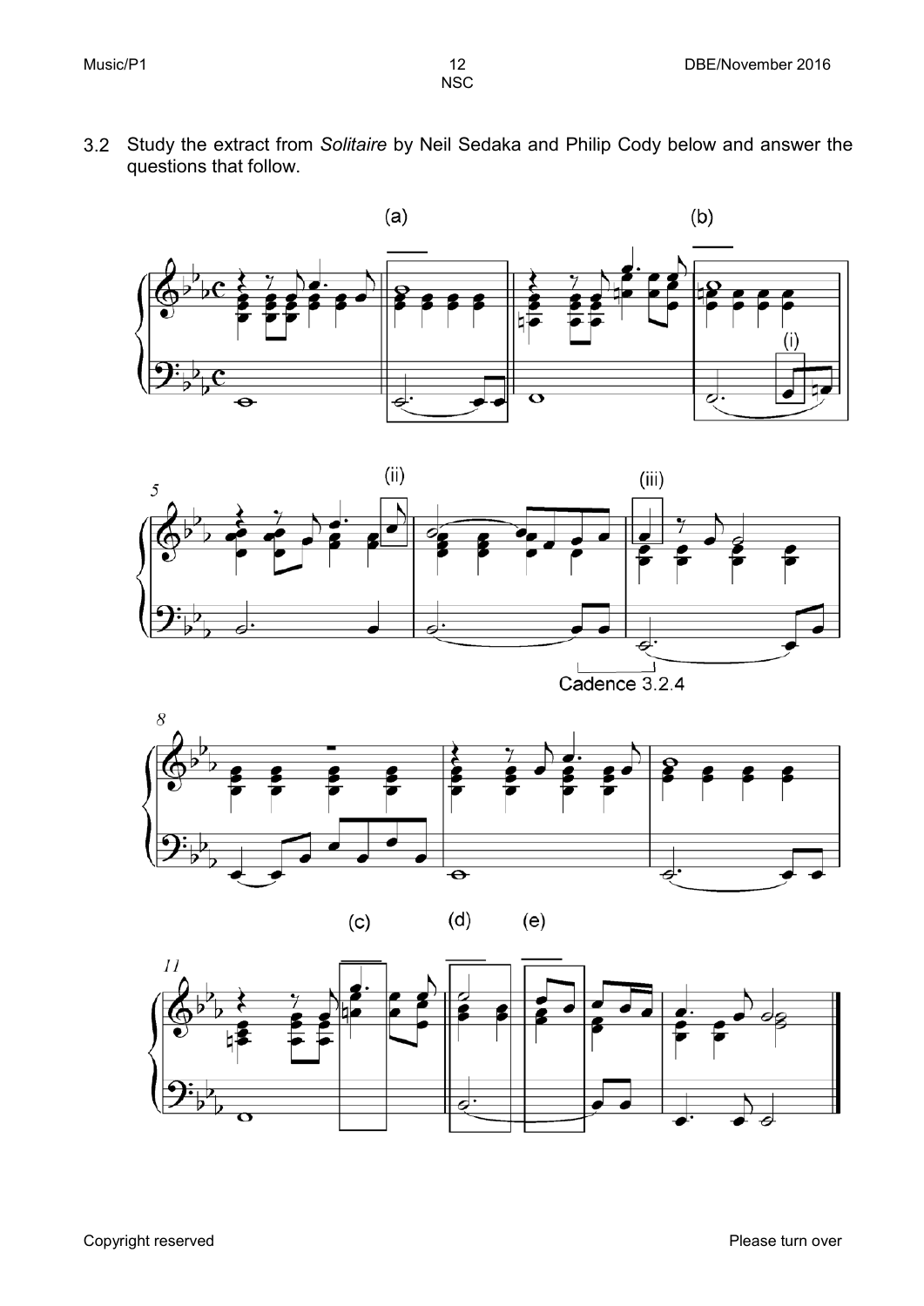3.2 Study the extract from *Solitaire* by Neil Sedaka and Philip Cody below and answer the questions that follow.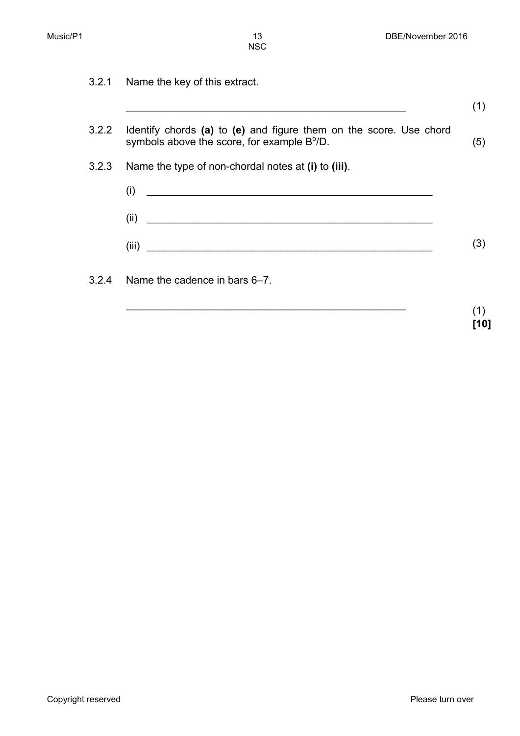3.2.1 Name the key of this extract.

_______________________________________________ (1)

3.2.2 Identify chords **(a)** to **(e)** and figure them on the score. Use chord symbols above the score, for example B$^b$/D. (5)

3.2.3 Name the type of non-chordal notes at **(i)** to **(iii)**.

(i) _______________________________________________

(ii) _______________________________________________

(iii) _______________________________________________ (3)

3.2.4 Name the cadence in bars 6–7.

_______________________________________________ (1)

**[10]**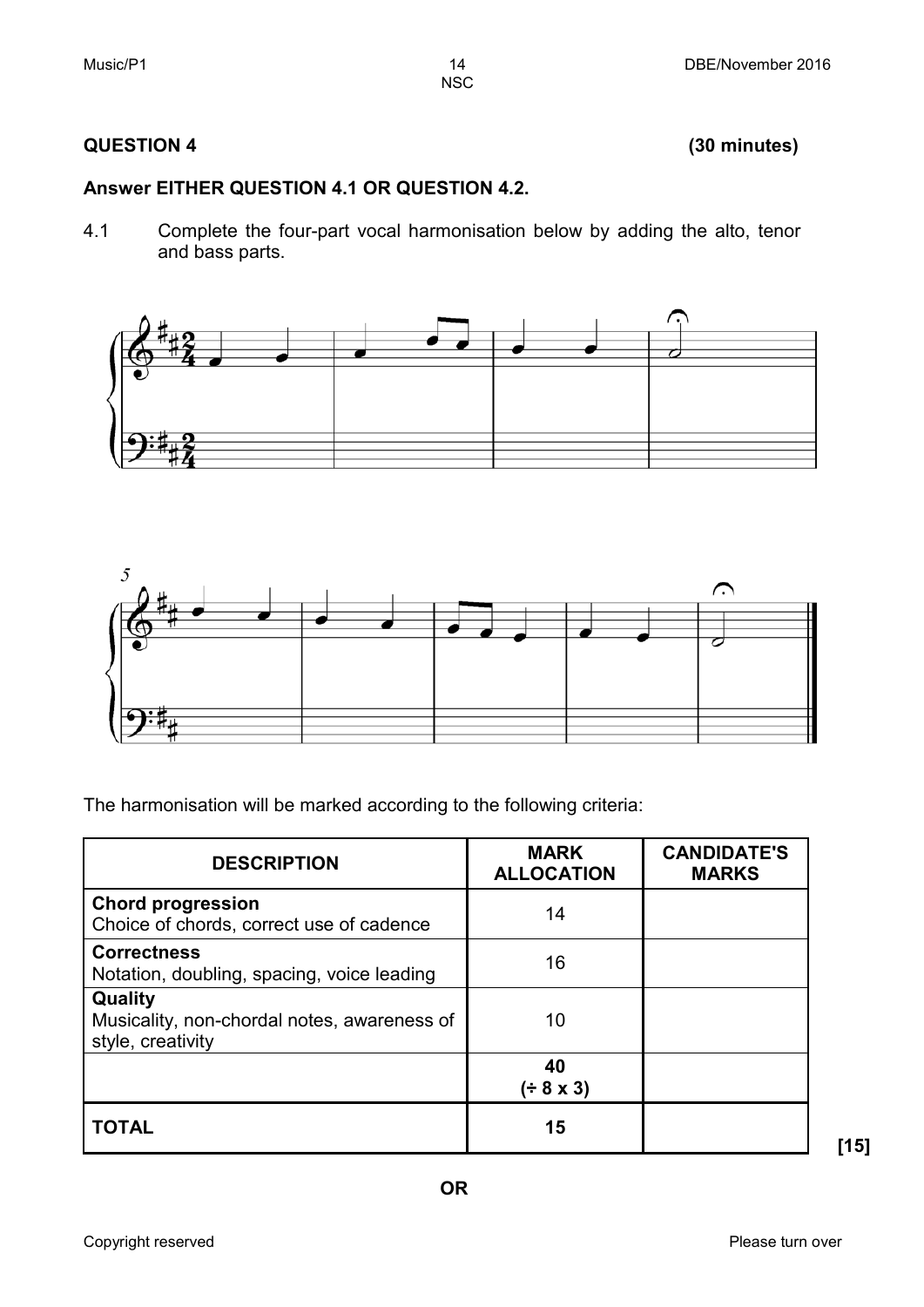## QUESTION 4 (30 minutes)

**Answer EITHER QUESTION 4.1 OR QUESTION 4.2.**

4.1 Complete the four-part vocal harmonisation below by adding the alto, tenor and bass parts.

The harmonisation will be marked according to the following criteria:

| DESCRIPTION | MARK ALLOCATION | CANDIDATE'S MARKS |
|---|---|---|
| **Chord progression**<br>Choice of chords, correct use of cadence | 14 | |
| **Correctness**<br>Notation, doubling, spacing, voice leading | 16 | |
| **Quality**<br>Musicality, non-chordal notes, awareness of style, creativity | 10 | |
| | **40**<br>**(÷ 8 x 3)** | |
| **TOTAL** | **15** | |

**[15]**

**OR**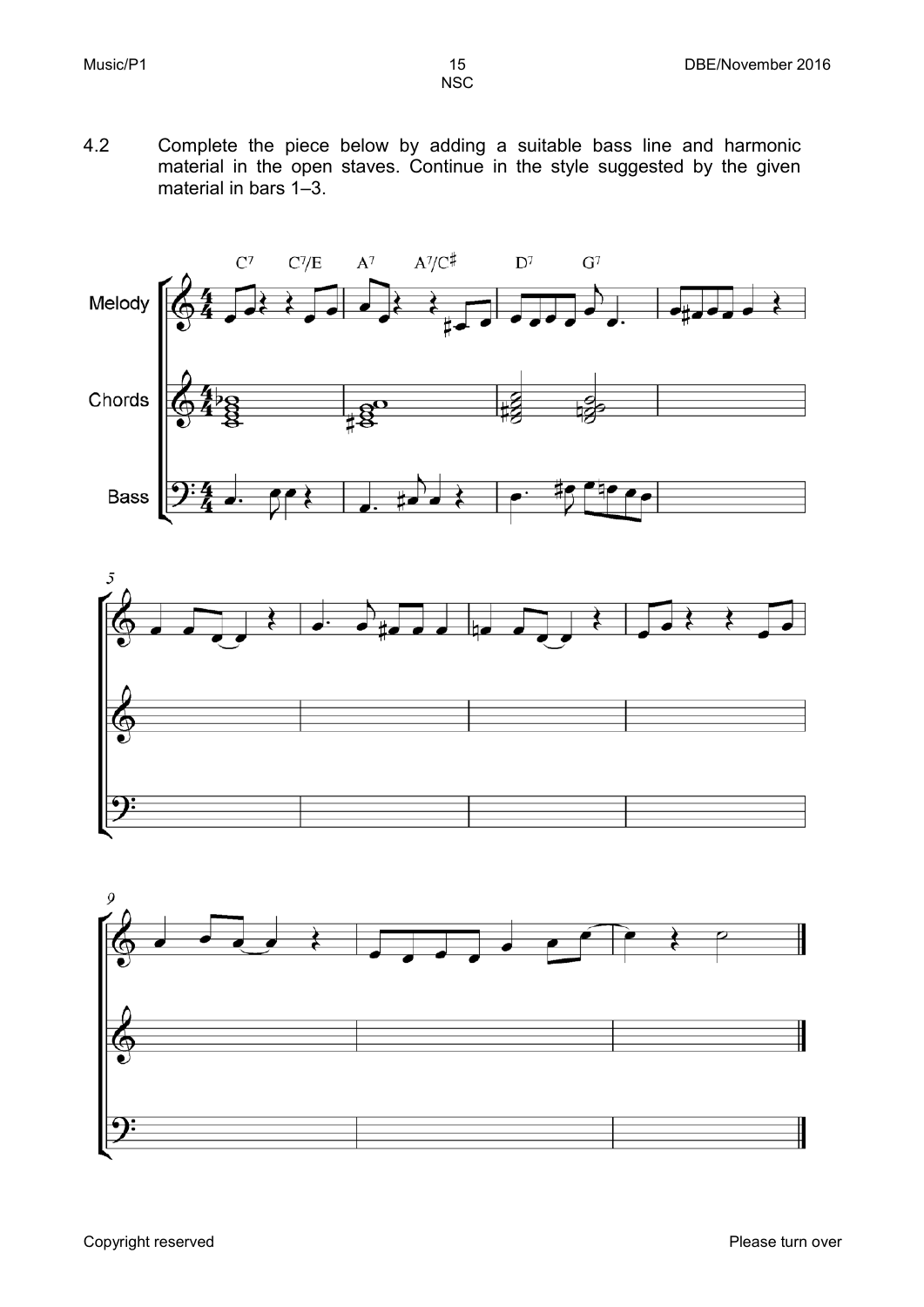4.2 Complete the piece below by adding a suitable bass line and harmonic material in the open staves. Continue in the style suggested by the given material in bars 1–3.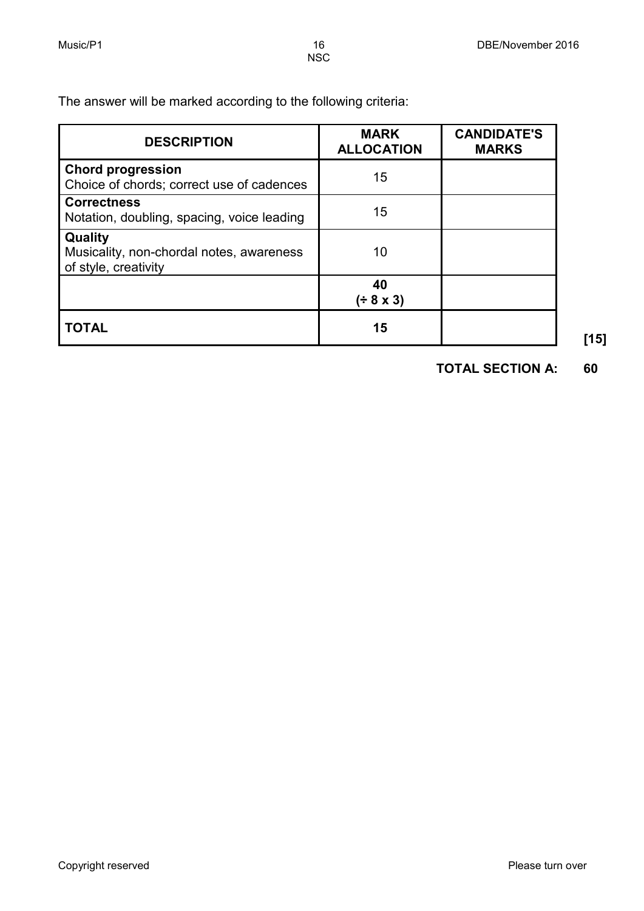The answer will be marked according to the following criteria:

| DESCRIPTION | MARK ALLOCATION | CANDIDATE'S MARKS |
|---|---|---|
| **Chord progression**<br>Choice of chords; correct use of cadences | 15 | |
| **Correctness**<br>Notation, doubling, spacing, voice leading | 15 | |
| **Quality**<br>Musicality, non-chordal notes, awareness of style, creativity | 10 | |
| | **40**<br>**(÷ 8 x 3)** | |
| **TOTAL** | **15** | |

**[15]**

**TOTAL SECTION A: 60**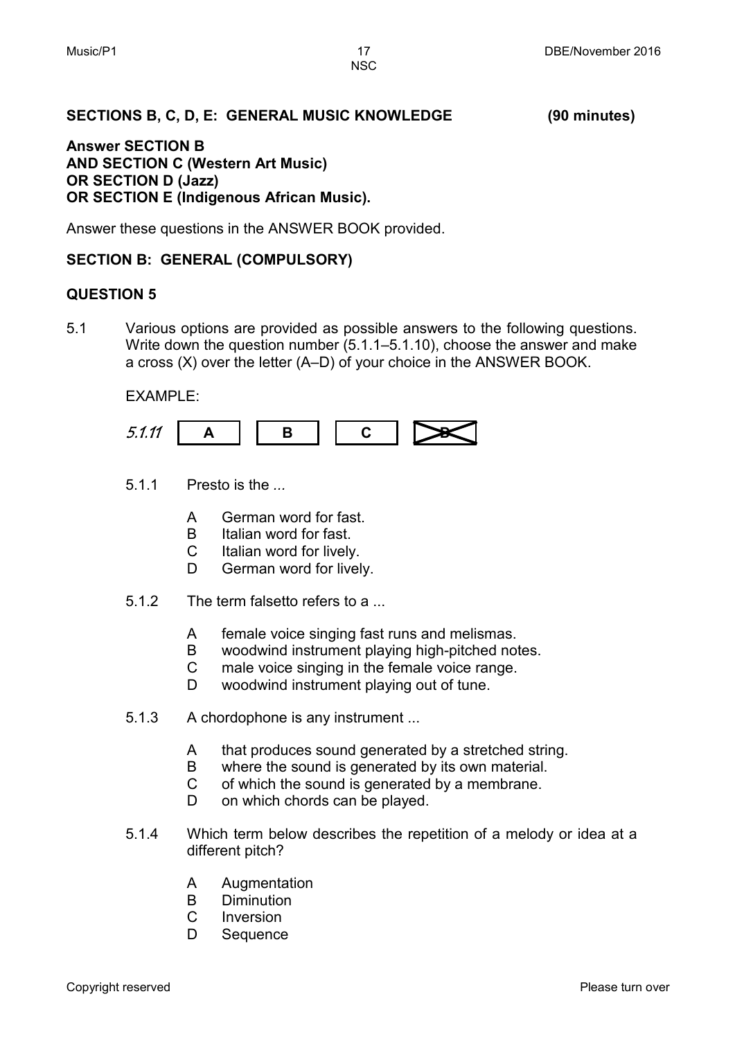**SECTIONS B, C, D, E: GENERAL MUSIC KNOWLEDGE (90 minutes)**

**Answer SECTION B**
**AND SECTION C (Western Art Music)**
**OR SECTION D (Jazz)**
**OR SECTION E (Indigenous African Music).**

Answer these questions in the ANSWER BOOK provided.

## SECTION B: GENERAL (COMPULSORY)

## QUESTION 5

5.1 Various options are provided as possible answers to the following questions. Write down the question number (5.1.1–5.1.10), choose the answer and make a cross (X) over the letter (A–D) of your choice in the ANSWER BOOK.

EXAMPLE:

| *5.1.11* | A | B | C | ~~D~~ |
|---|---|---|---|---|

5.1.1 Presto is the ...

- A German word for fast.
- B Italian word for fast.
- C Italian word for lively.
- D German word for lively.

5.1.2 The term falsetto refers to a ...

- A female voice singing fast runs and melismas.
- B woodwind instrument playing high-pitched notes.
- C male voice singing in the female voice range.
- D woodwind instrument playing out of tune.

5.1.3 A chordophone is any instrument ...

- A that produces sound generated by a stretched string.
- B where the sound is generated by its own material.
- C of which the sound is generated by a membrane.
- D on which chords can be played.

5.1.4 Which term below describes the repetition of a melody or idea at a different pitch?

- A Augmentation
- B Diminution
- C Inversion
- D Sequence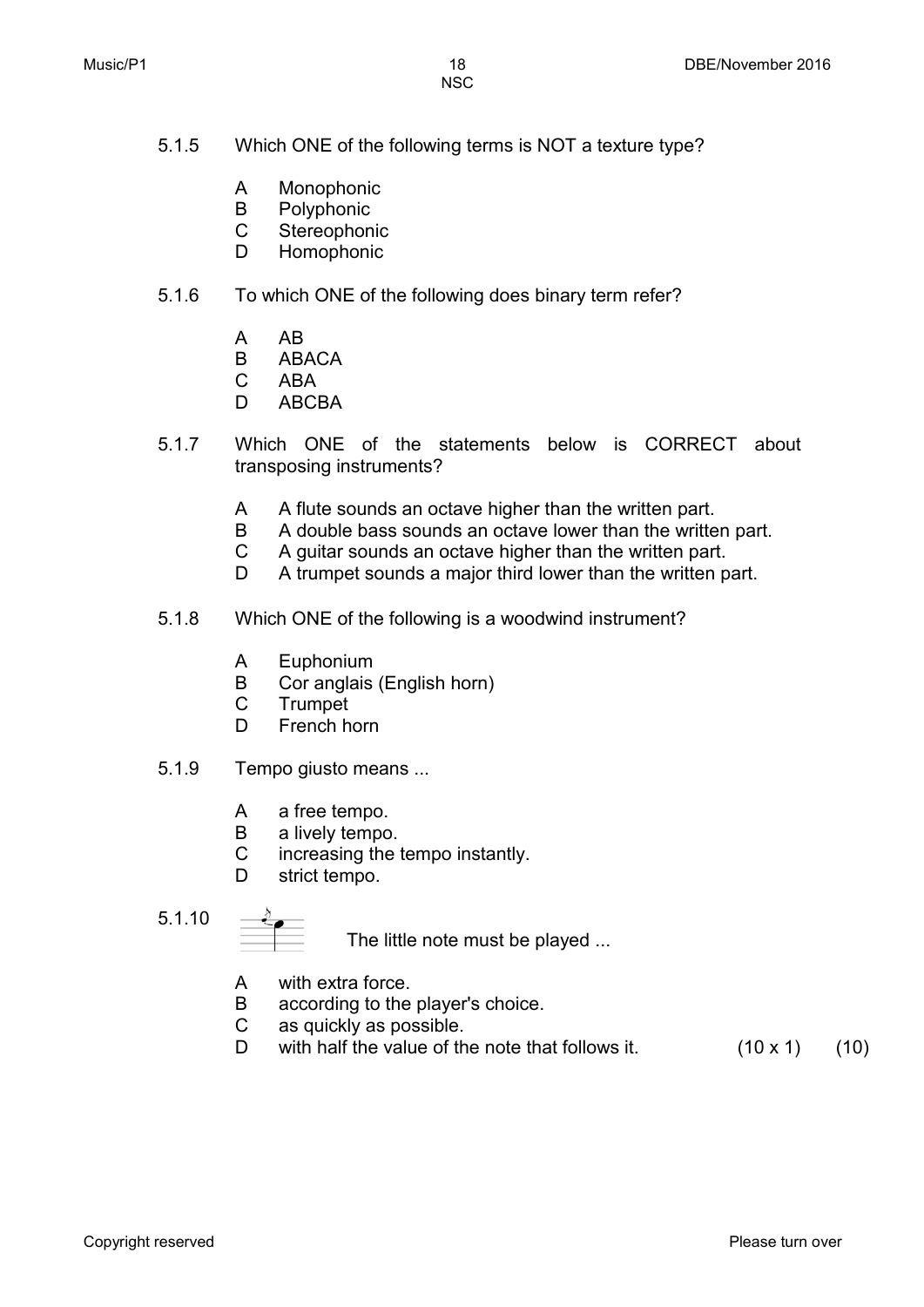5.1.5 Which ONE of the following terms is NOT a texture type?

- A Monophonic
- B Polyphonic
- C Stereophonic
- D Homophonic

5.1.6 To which ONE of the following does binary term refer?

- A AB
- B ABACA
- C ABA
- D ABCBA

5.1.7 Which ONE of the statements below is CORRECT about transposing instruments?

- A A flute sounds an octave higher than the written part.
- B A double bass sounds an octave lower than the written part.
- C A guitar sounds an octave higher than the written part.
- D A trumpet sounds a major third lower than the written part.

5.1.8 Which ONE of the following is a woodwind instrument?

- A Euphonium
- B Cor anglais (English horn)
- C Trumpet
- D French horn

5.1.9 Tempo giusto means ...

- A a free tempo.
- B a lively tempo.
- C increasing the tempo instantly.
- D strict tempo.

5.1.10 The little note must be played ...

- A with extra force.
- B according to the player's choice.
- C as quickly as possible.
- D with half the value of the note that follows it. (10 x 1) (10)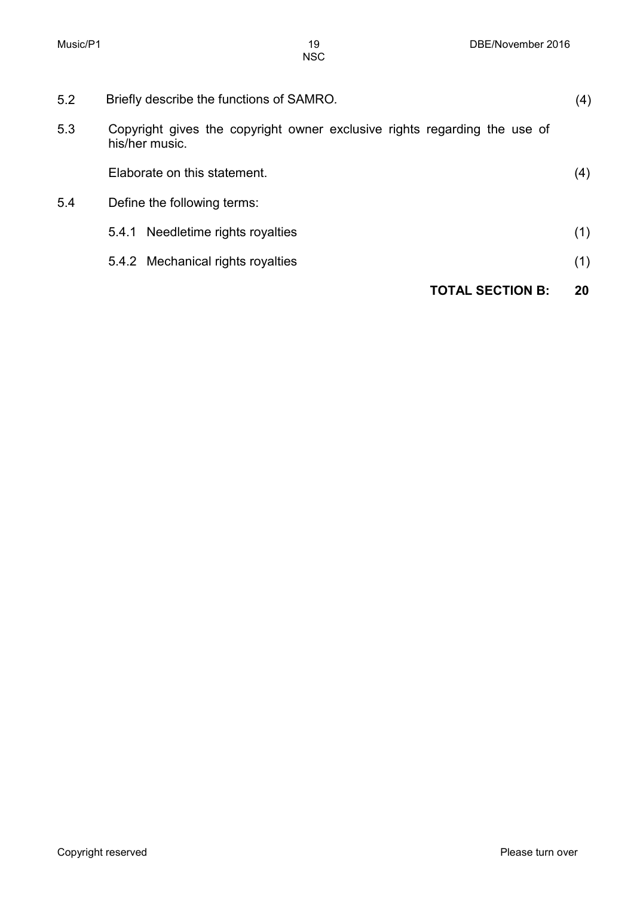5.2 Briefly describe the functions of SAMRO. (4)

5.3 Copyright gives the copyright owner exclusive rights regarding the use of his/her music.

Elaborate on this statement. (4)

5.4 Define the following terms:

5.4.1 Needletime rights royalties (1)

5.4.2 Mechanical rights royalties (1)

**TOTAL SECTION B: 20**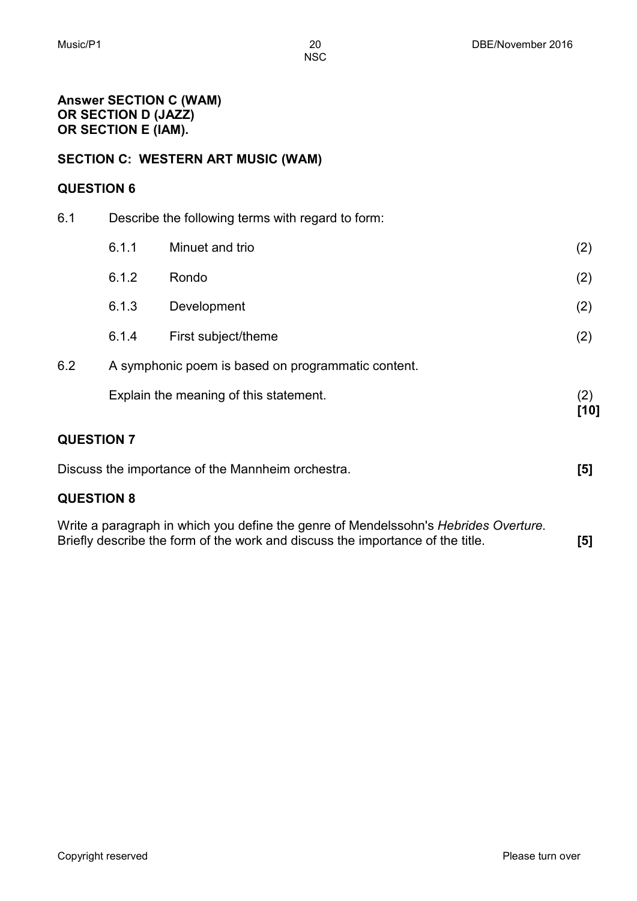**Answer SECTION C (WAM)**
**OR SECTION D (JAZZ)**
**OR SECTION E (IAM).**

## SECTION C: WESTERN ART MUSIC (WAM)

### QUESTION 6

6.1 Describe the following terms with regard to form:

| | | |
|---|---|---|
| 6.1.1 | Minuet and trio | (2) |
| 6.1.2 | Rondo | (2) |
| 6.1.3 | Development | (2) |
| 6.1.4 | First subject/theme | (2) |

6.2 A symphonic poem is based on programmatic content.

Explain the meaning of this statement. (2)
**[10]**

### QUESTION 7

Discuss the importance of the Mannheim orchestra. **[5]**

### QUESTION 8

Write a paragraph in which you define the genre of Mendelssohn's *Hebrides Overture.* Briefly describe the form of the work and discuss the importance of the title. **[5]**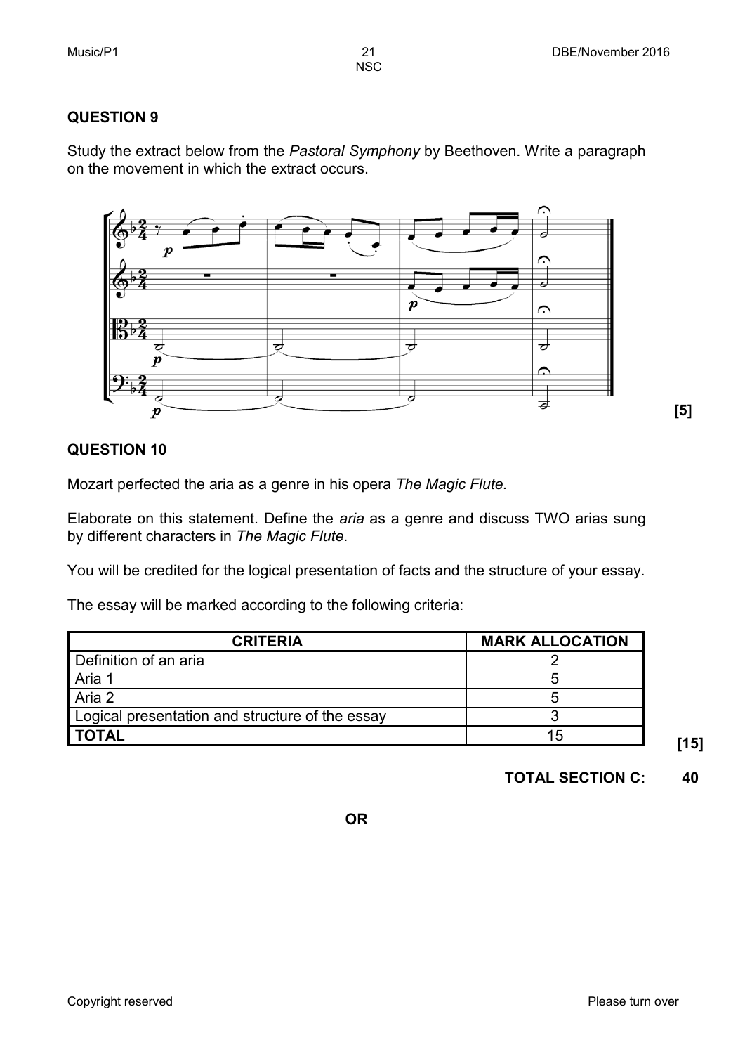## QUESTION 9

Study the extract below from the *Pastoral Symphony* by Beethoven. Write a paragraph on the movement in which the extract occurs.

**[5]**

## QUESTION 10

Mozart perfected the aria as a genre in his opera *The Magic Flute*.

Elaborate on this statement. Define the *aria* as a genre and discuss TWO arias sung by different characters in *The Magic Flute*.

You will be credited for the logical presentation of facts and the structure of your essay.

The essay will be marked according to the following criteria:

| CRITERIA | MARK ALLOCATION |
|---|---|
| Definition of an aria | 2 |
| Aria 1 | 5 |
| Aria 2 | 5 |
| Logical presentation and structure of the essay | 3 |
| **TOTAL** | 15 |

**[15]**

**TOTAL SECTION C: 40**

**OR**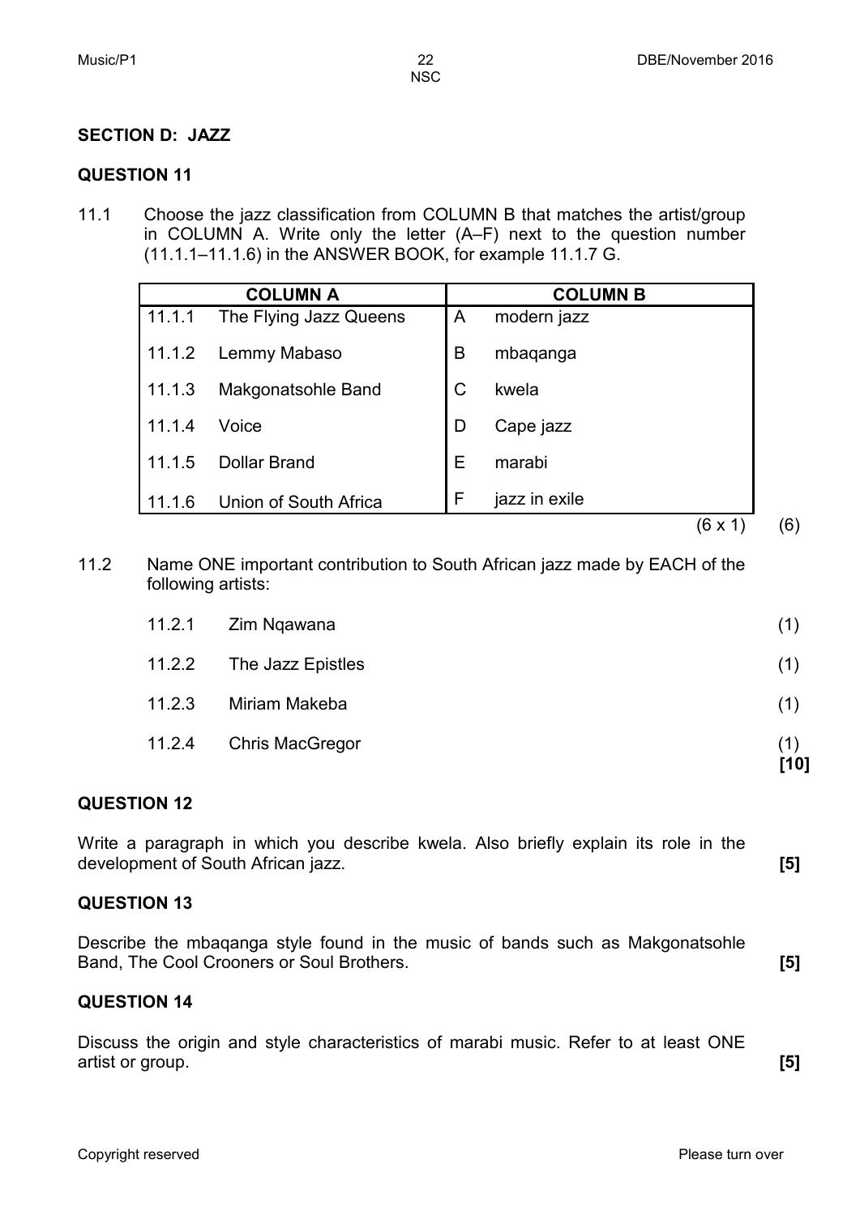## SECTION D: JAZZ

### QUESTION 11

11.1 Choose the jazz classification from COLUMN B that matches the artist/group in COLUMN A. Write only the letter (A–F) next to the question number (11.1.1–11.1.6) in the ANSWER BOOK, for example 11.1.7 G.

| COLUMN A | | COLUMN B | |
|---|---|---|---|
| 11.1.1 | The Flying Jazz Queens | A | modern jazz |
| 11.1.2 | Lemmy Mabaso | B | mbaqanga |
| 11.1.3 | Makgonatsohle Band | C | kwela |
| 11.1.4 | Voice | D | Cape jazz |
| 11.1.5 | Dollar Brand | E | marabi |
| 11.1.6 | Union of South Africa | F | jazz in exile |

(6 x 1) (6)

11.2 Name ONE important contribution to South African jazz made by EACH of the following artists:

11.2.1 Zim Nqawana (1)

11.2.2 The Jazz Epistles (1)

11.2.3 Miriam Makeba (1)

11.2.4 Chris MacGregor (1)
**[10]**

### QUESTION 12

Write a paragraph in which you describe kwela. Also briefly explain its role in the development of South African jazz. **[5]**

### QUESTION 13

Describe the mbaqanga style found in the music of bands such as Makgonatsohle Band, The Cool Crooners or Soul Brothers. **[5]**

### QUESTION 14

Discuss the origin and style characteristics of marabi music. Refer to at least ONE artist or group. **[5]**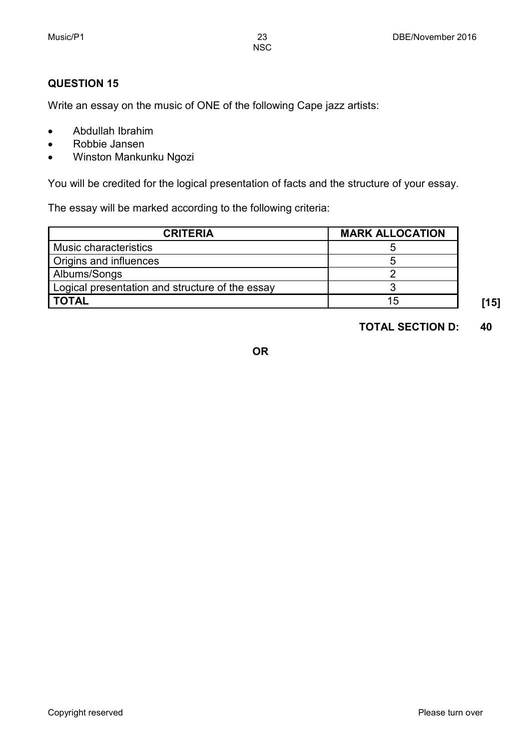## QUESTION 15

Write an essay on the music of ONE of the following Cape jazz artists:

- Abdullah Ibrahim
- Robbie Jansen
- Winston Mankunku Ngozi

You will be credited for the logical presentation of facts and the structure of your essay.

The essay will be marked according to the following criteria:

| CRITERIA | MARK ALLOCATION |
|---|---|
| Music characteristics | 5 |
| Origins and influences | 5 |
| Albums/Songs | 2 |
| Logical presentation and structure of the essay | 3 |
| **TOTAL** | 15 |

**[15]**

**TOTAL SECTION D: 40**

**OR**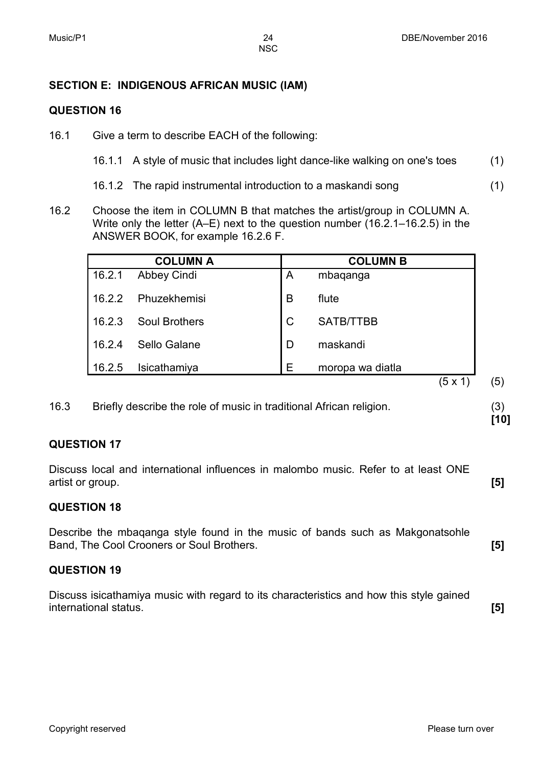## SECTION E: INDIGENOUS AFRICAN MUSIC (IAM)

### QUESTION 16

16.1 Give a term to describe EACH of the following:

16.1.1 A style of music that includes light dance-like walking on one's toes (1)

16.1.2 The rapid instrumental introduction to a maskandi song (1)

16.2 Choose the item in COLUMN B that matches the artist/group in COLUMN A. Write only the letter (A–E) next to the question number (16.2.1–16.2.5) in the ANSWER BOOK, for example 16.2.6 F.

| COLUMN A | | COLUMN B | |
|---|---|---|---|
| 16.2.1 | Abbey Cindi | A | mbaqanga |
| 16.2.2 | Phuzekhemisi | B | flute |
| 16.2.3 | Soul Brothers | C | SATB/TTBB |
| 16.2.4 | Sello Galane | D | maskandi |
| 16.2.5 | Isicathamiya | E | moropa wa diatla |

(5 x 1) (5)

16.3 Briefly describe the role of music in traditional African religion. (3)
**[10]**

### QUESTION 17

Discuss local and international influences in malombo music. Refer to at least ONE artist or group. **[5]**

### QUESTION 18

Describe the mbaqanga style found in the music of bands such as Makgonatsohle Band, The Cool Crooners or Soul Brothers. **[5]**

### QUESTION 19

Discuss isicathamiya music with regard to its characteristics and how this style gained international status. **[5]**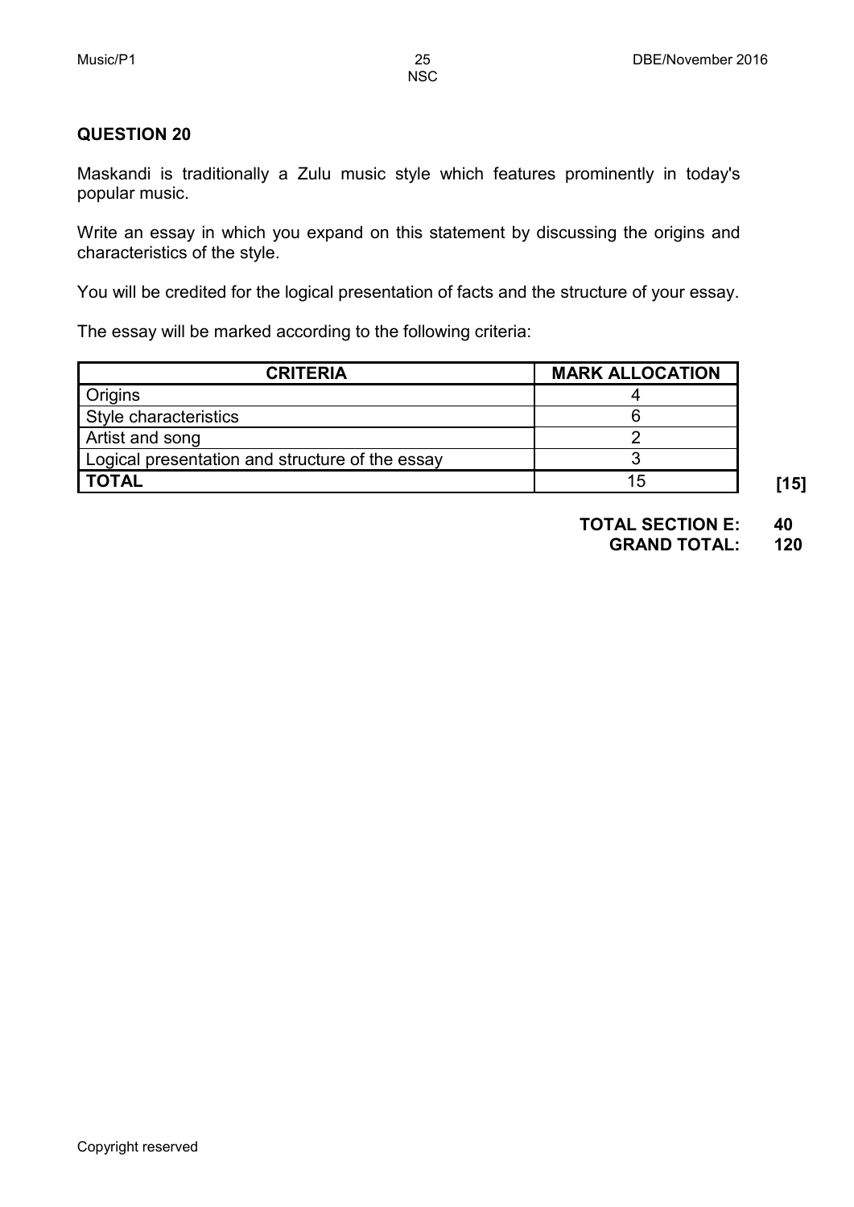**QUESTION 20**

Maskandi is traditionally a Zulu music style which features prominently in today's popular music.

Write an essay in which you expand on this statement by discussing the origins and characteristics of the style.

You will be credited for the logical presentation of facts and the structure of your essay.

The essay will be marked according to the following criteria:

| CRITERIA | MARK ALLOCATION |
| --- | --- |
| Origins | 4 |
| Style characteristics | 6 |
| Artist and song | 2 |
| Logical presentation and structure of the essay | 3 |
| **TOTAL** | 15 |

**[15]**

**TOTAL SECTION E: 40**

**GRAND TOTAL: 120**